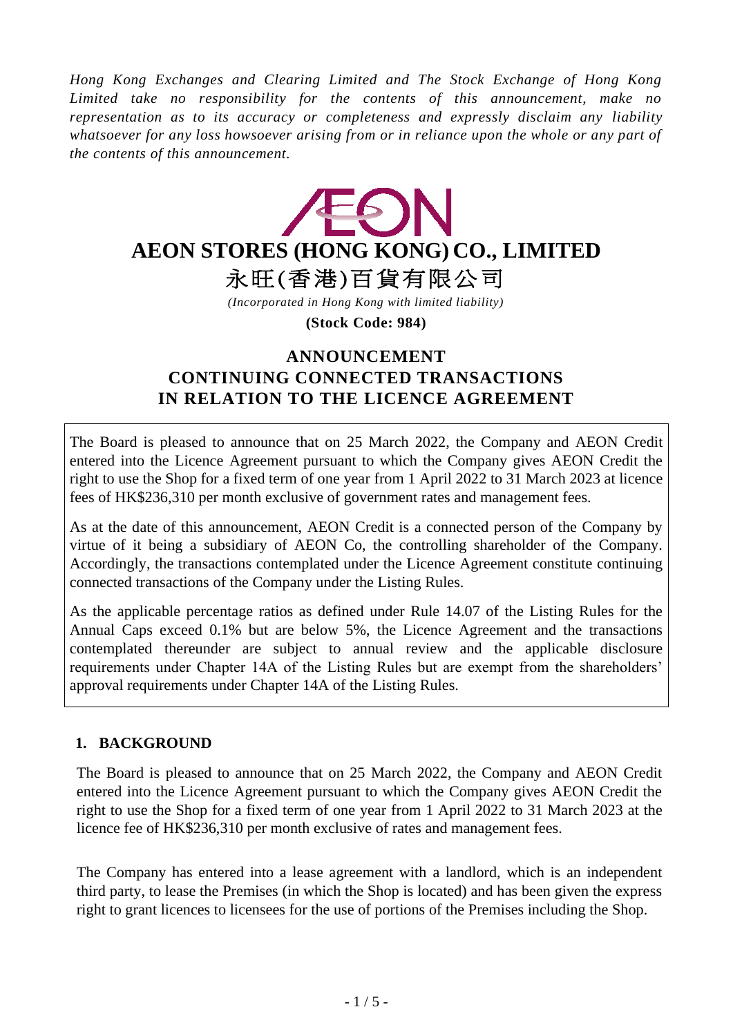*Hong Kong Exchanges and Clearing Limited and The Stock Exchange of Hong Kong Limited take no responsibility for the contents of this announcement, make no representation as to its accuracy or completeness and expressly disclaim any liability whatsoever for any loss howsoever arising from or in reliance upon the whole or any part of the contents of this announcement.*

# AEON STORES (HONG KONG) CO., LIMITED

# 永旺(香港)百貨有限公司

*(Incorporated in Hong Kong with limited liability)*

**(Stock Code: 984)**

## ANNOUNCEMENT
## CONTINUING CONNECTED TRANSACTIONS
## IN RELATION TO THE LICENCE AGREEMENT

The Board is pleased to announce that on 25 March 2022, the Company and AEON Credit entered into the Licence Agreement pursuant to which the Company gives AEON Credit the right to use the Shop for a fixed term of one year from 1 April 2022 to 31 March 2023 at licence fees of HK$236,310 per month exclusive of government rates and management fees.

As at the date of this announcement, AEON Credit is a connected person of the Company by virtue of it being a subsidiary of AEON Co, the controlling shareholder of the Company. Accordingly, the transactions contemplated under the Licence Agreement constitute continuing connected transactions of the Company under the Listing Rules.

As the applicable percentage ratios as defined under Rule 14.07 of the Listing Rules for the Annual Caps exceed 0.1% but are below 5%, the Licence Agreement and the transactions contemplated thereunder are subject to annual review and the applicable disclosure requirements under Chapter 14A of the Listing Rules but are exempt from the shareholders' approval requirements under Chapter 14A of the Listing Rules.

### 1. BACKGROUND

The Board is pleased to announce that on 25 March 2022, the Company and AEON Credit entered into the Licence Agreement pursuant to which the Company gives AEON Credit the right to use the Shop for a fixed term of one year from 1 April 2022 to 31 March 2023 at the licence fee of HK$236,310 per month exclusive of rates and management fees.

The Company has entered into a lease agreement with a landlord, which is an independent third party, to lease the Premises (in which the Shop is located) and has been given the express right to grant licences to licensees for the use of portions of the Premises including the Shop.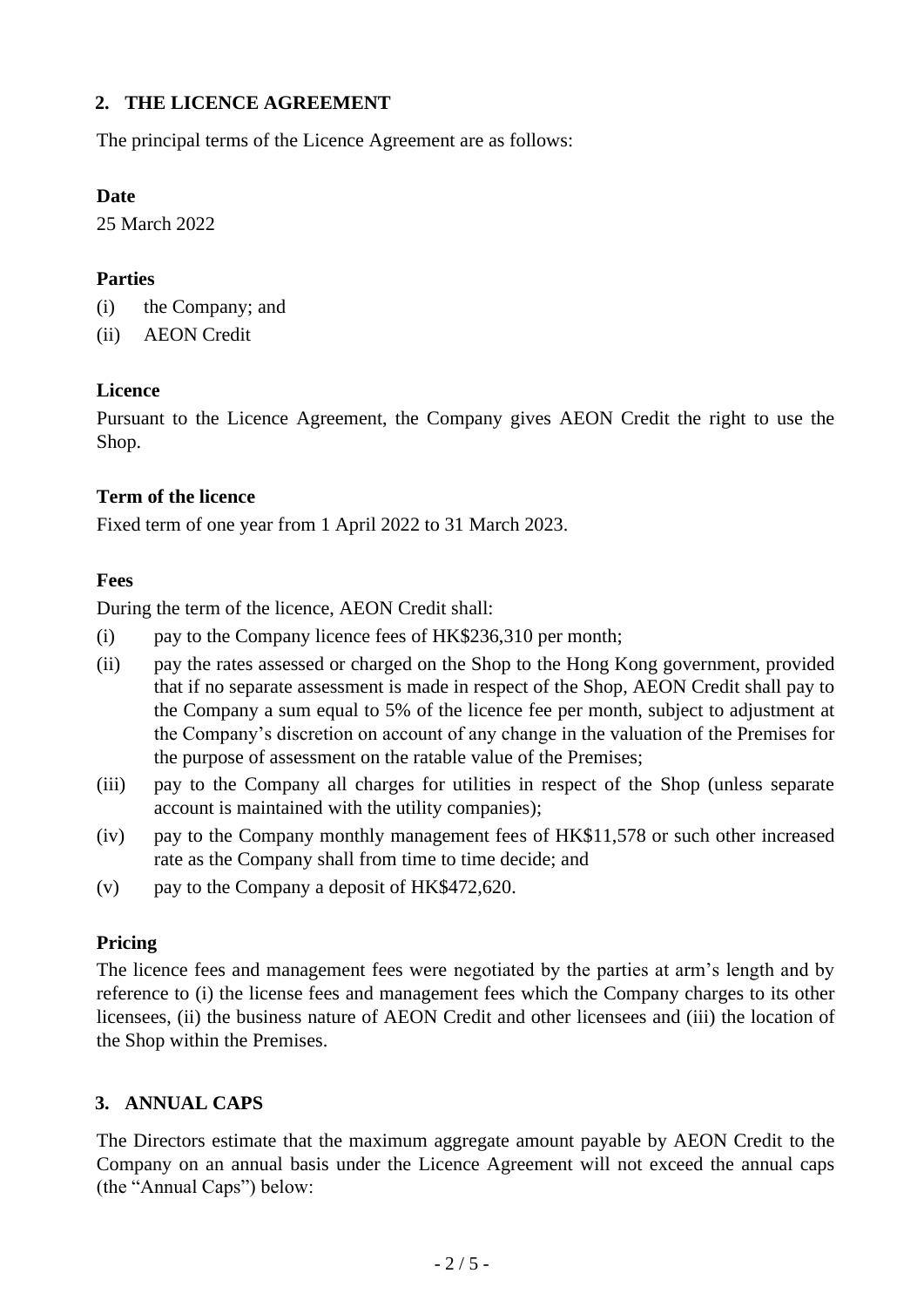## 2. THE LICENCE AGREEMENT

The principal terms of the Licence Agreement are as follows:

**Date**

25 March 2022

**Parties**

(i) the Company; and

(ii) AEON Credit

**Licence**

Pursuant to the Licence Agreement, the Company gives AEON Credit the right to use the Shop.

**Term of the licence**

Fixed term of one year from 1 April 2022 to 31 March 2023.

**Fees**

During the term of the licence, AEON Credit shall:

(i) pay to the Company licence fees of HK$236,310 per month;

(ii) pay the rates assessed or charged on the Shop to the Hong Kong government, provided that if no separate assessment is made in respect of the Shop, AEON Credit shall pay to the Company a sum equal to 5% of the licence fee per month, subject to adjustment at the Company's discretion on account of any change in the valuation of the Premises for the purpose of assessment on the ratable value of the Premises;

(iii) pay to the Company all charges for utilities in respect of the Shop (unless separate account is maintained with the utility companies);

(iv) pay to the Company monthly management fees of HK$11,578 or such other increased rate as the Company shall from time to time decide; and

(v) pay to the Company a deposit of HK$472,620.

**Pricing**

The licence fees and management fees were negotiated by the parties at arm's length and by reference to (i) the license fees and management fees which the Company charges to its other licensees, (ii) the business nature of AEON Credit and other licensees and (iii) the location of the Shop within the Premises.

## 3. ANNUAL CAPS

The Directors estimate that the maximum aggregate amount payable by AEON Credit to the Company on an annual basis under the Licence Agreement will not exceed the annual caps (the "Annual Caps") below: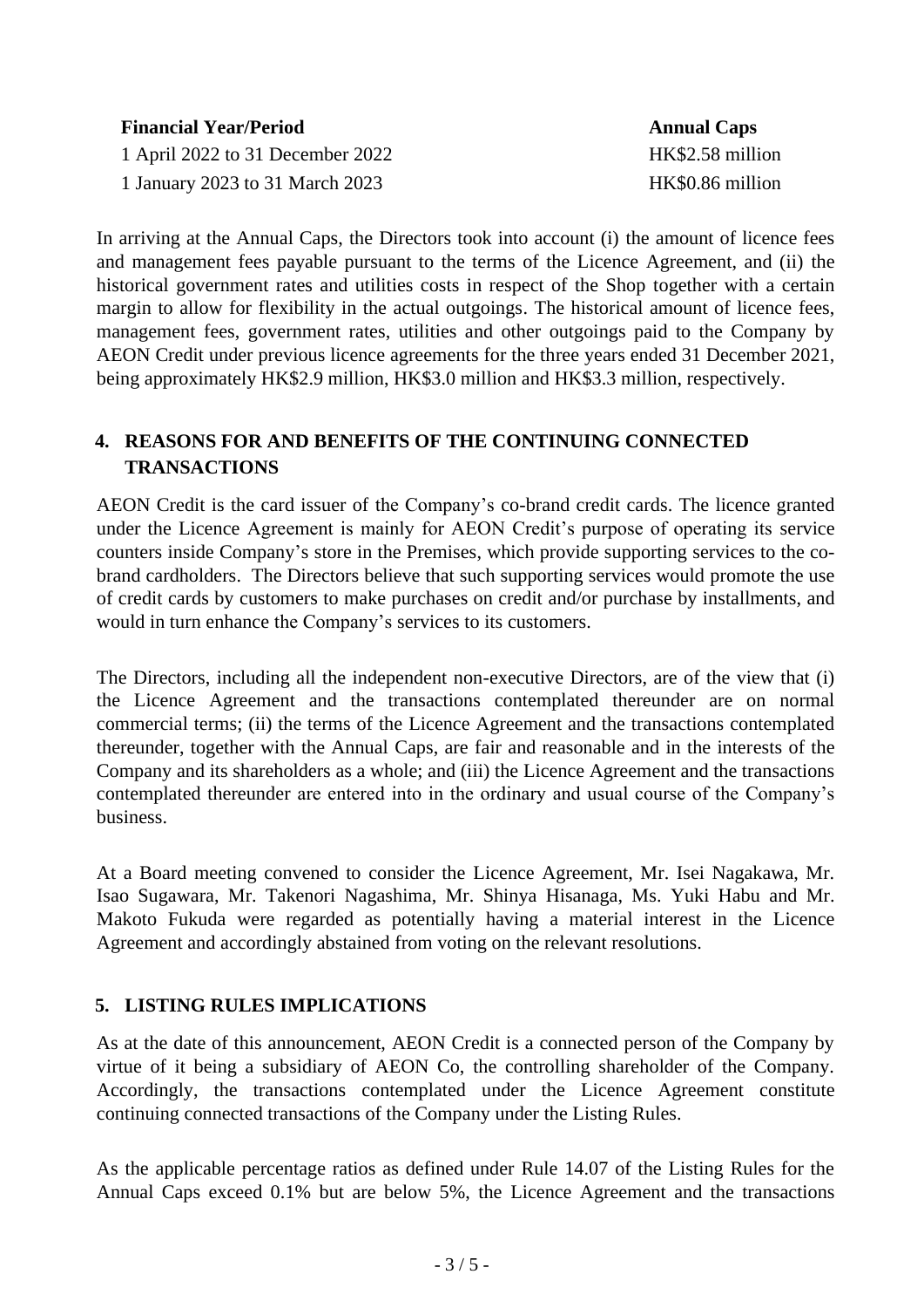| Financial Year/Period | Annual Caps |
| --- | --- |
| 1 April 2022 to 31 December 2022 | HK$2.58 million |
| 1 January 2023 to 31 March 2023 | HK$0.86 million |

In arriving at the Annual Caps, the Directors took into account (i) the amount of licence fees and management fees payable pursuant to the terms of the Licence Agreement, and (ii) the historical government rates and utilities costs in respect of the Shop together with a certain margin to allow for flexibility in the actual outgoings. The historical amount of licence fees, management fees, government rates, utilities and other outgoings paid to the Company by AEON Credit under previous licence agreements for the three years ended 31 December 2021, being approximately HK$2.9 million, HK$3.0 million and HK$3.3 million, respectively.

## 4. REASONS FOR AND BENEFITS OF THE CONTINUING CONNECTED TRANSACTIONS

AEON Credit is the card issuer of the Company's co-brand credit cards. The licence granted under the Licence Agreement is mainly for AEON Credit's purpose of operating its service counters inside Company's store in the Premises, which provide supporting services to the co-brand cardholders. The Directors believe that such supporting services would promote the use of credit cards by customers to make purchases on credit and/or purchase by installments, and would in turn enhance the Company's services to its customers.

The Directors, including all the independent non-executive Directors, are of the view that (i) the Licence Agreement and the transactions contemplated thereunder are on normal commercial terms; (ii) the terms of the Licence Agreement and the transactions contemplated thereunder, together with the Annual Caps, are fair and reasonable and in the interests of the Company and its shareholders as a whole; and (iii) the Licence Agreement and the transactions contemplated thereunder are entered into in the ordinary and usual course of the Company's business.

At a Board meeting convened to consider the Licence Agreement, Mr. Isei Nagakawa, Mr. Isao Sugawara, Mr. Takenori Nagashima, Mr. Shinya Hisanaga, Ms. Yuki Habu and Mr. Makoto Fukuda were regarded as potentially having a material interest in the Licence Agreement and accordingly abstained from voting on the relevant resolutions.

## 5. LISTING RULES IMPLICATIONS

As at the date of this announcement, AEON Credit is a connected person of the Company by virtue of it being a subsidiary of AEON Co, the controlling shareholder of the Company. Accordingly, the transactions contemplated under the Licence Agreement constitute continuing connected transactions of the Company under the Listing Rules.

As the applicable percentage ratios as defined under Rule 14.07 of the Listing Rules for the Annual Caps exceed 0.1% but are below 5%, the Licence Agreement and the transactions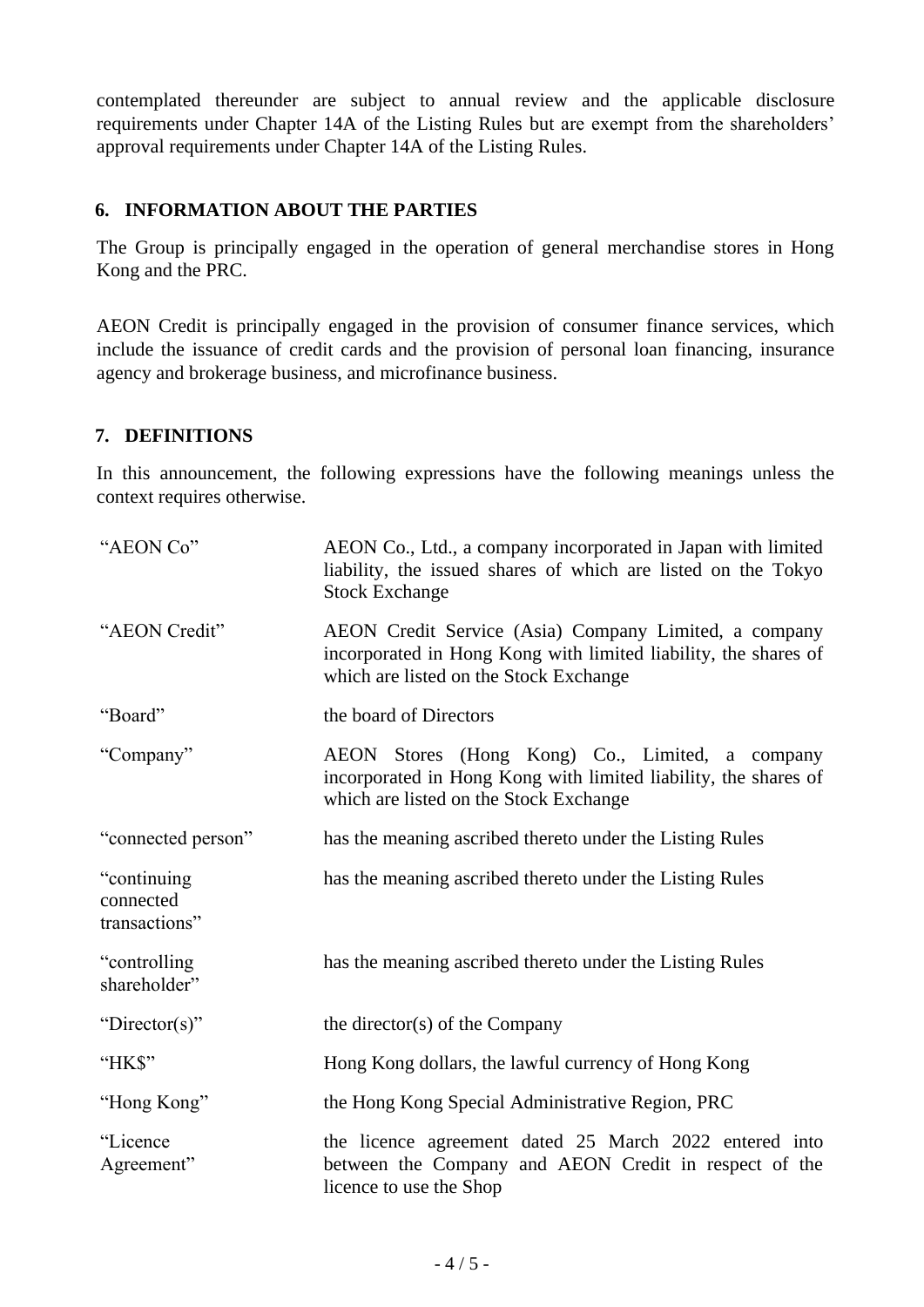contemplated thereunder are subject to annual review and the applicable disclosure requirements under Chapter 14A of the Listing Rules but are exempt from the shareholders' approval requirements under Chapter 14A of the Listing Rules.

## 6. INFORMATION ABOUT THE PARTIES

The Group is principally engaged in the operation of general merchandise stores in Hong Kong and the PRC.

AEON Credit is principally engaged in the provision of consumer finance services, which include the issuance of credit cards and the provision of personal loan financing, insurance agency and brokerage business, and microfinance business.

## 7. DEFINITIONS

In this announcement, the following expressions have the following meanings unless the context requires otherwise.

| | |
|---|---|
| "AEON Co" | AEON Co., Ltd., a company incorporated in Japan with limited liability, the issued shares of which are listed on the Tokyo Stock Exchange |
| "AEON Credit" | AEON Credit Service (Asia) Company Limited, a company incorporated in Hong Kong with limited liability, the shares of which are listed on the Stock Exchange |
| "Board" | the board of Directors |
| "Company" | AEON Stores (Hong Kong) Co., Limited, a company incorporated in Hong Kong with limited liability, the shares of which are listed on the Stock Exchange |
| "connected person" | has the meaning ascribed thereto under the Listing Rules |
| "continuing connected transactions" | has the meaning ascribed thereto under the Listing Rules |
| "controlling shareholder" | has the meaning ascribed thereto under the Listing Rules |
| "Director(s)" | the director(s) of the Company |
| "HK$" | Hong Kong dollars, the lawful currency of Hong Kong |
| "Hong Kong" | the Hong Kong Special Administrative Region, PRC |
| "Licence Agreement" | the licence agreement dated 25 March 2022 entered into between the Company and AEON Credit in respect of the licence to use the Shop |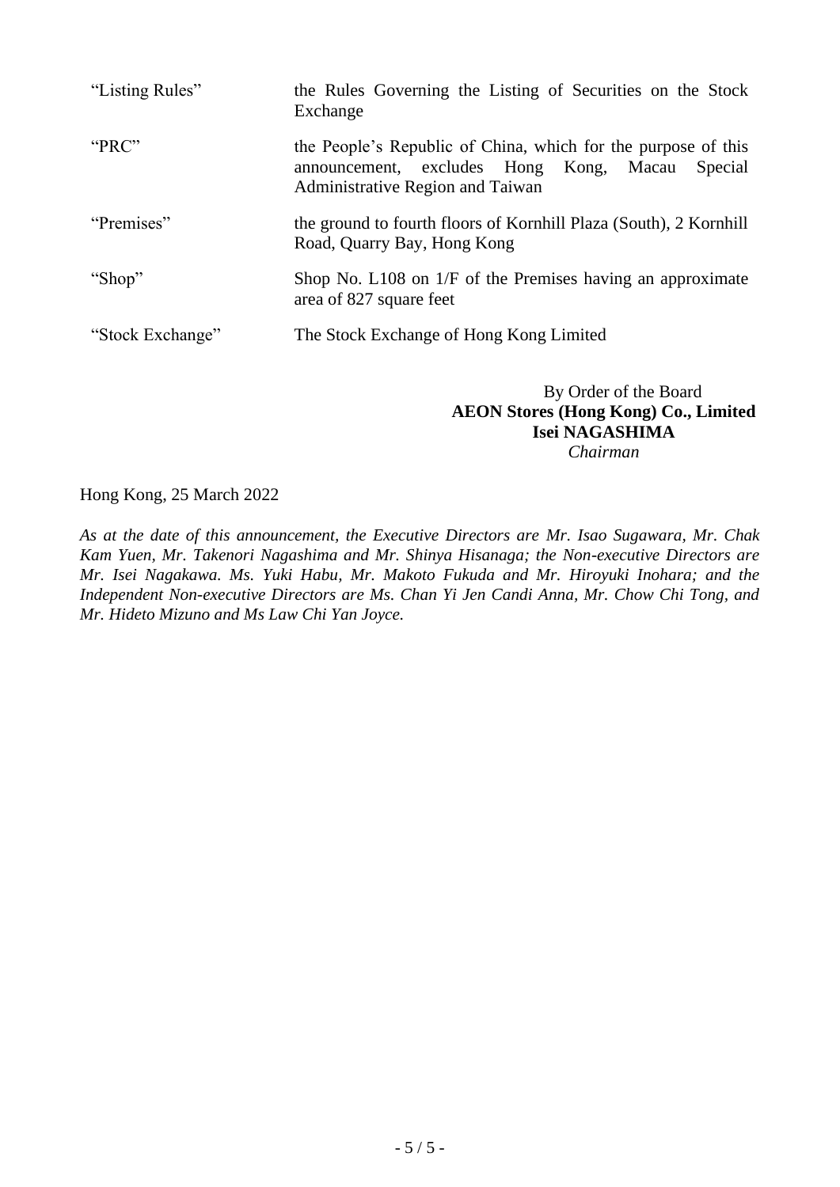| | |
|---|---|
| "Listing Rules" | the Rules Governing the Listing of Securities on the Stock Exchange |
| "PRC" | the People's Republic of China, which for the purpose of this announcement, excludes Hong Kong, Macau Special Administrative Region and Taiwan |
| "Premises" | the ground to fourth floors of Kornhill Plaza (South), 2 Kornhill Road, Quarry Bay, Hong Kong |
| "Shop" | Shop No. L108 on 1/F of the Premises having an approximate area of 827 square feet |
| "Stock Exchange" | The Stock Exchange of Hong Kong Limited |

By Order of the Board
**AEON Stores (Hong Kong) Co., Limited**
**Isei NAGASHIMA**
*Chairman*

Hong Kong, 25 March 2022

*As at the date of this announcement, the Executive Directors are Mr. Isao Sugawara, Mr. Chak Kam Yuen, Mr. Takenori Nagashima and Mr. Shinya Hisanaga; the Non-executive Directors are Mr. Isei Nagakawa. Ms. Yuki Habu, Mr. Makoto Fukuda and Mr. Hiroyuki Inohara; and the Independent Non-executive Directors are Ms. Chan Yi Jen Candi Anna, Mr. Chow Chi Tong, and Mr. Hideto Mizuno and Ms Law Chi Yan Joyce.*